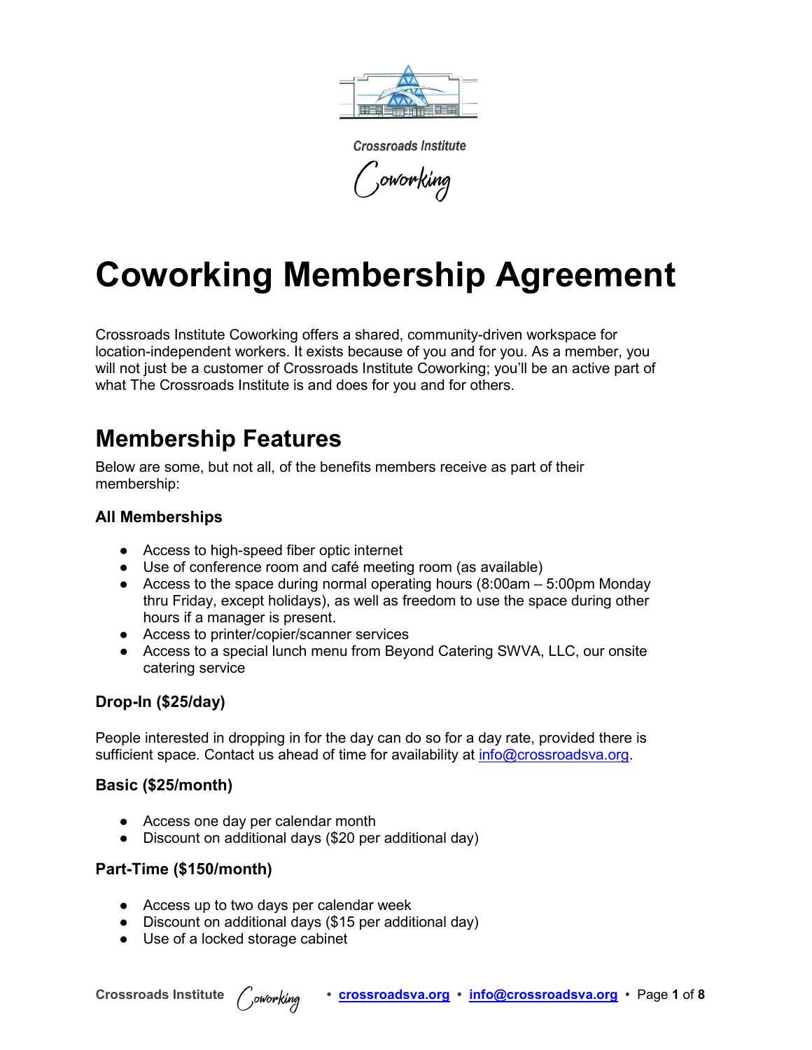Crossroads Institute

Coworking

# Coworking Membership Agreement

Crossroads Institute Coworking offers a shared, community-driven workspace for location-independent workers. It exists because of you and for you. As a member, you will not just be a customer of Crossroads Institute Coworking; you'll be an active part of what The Crossroads Institute is and does for you and for others.

## Membership Features

Below are some, but not all, of the benefits members receive as part of their membership:

### All Memberships

- Access to high-speed fiber optic internet
- Use of conference room and café meeting room (as available)
- Access to the space during normal operating hours (8:00am – 5:00pm Monday thru Friday, except holidays), as well as freedom to use the space during other hours if a manager is present.
- Access to printer/copier/scanner services
- Access to a special lunch menu from Beyond Catering SWVA, LLC, our onsite catering service

### Drop-In ($25/day)

People interested in dropping in for the day can do so for a day rate, provided there is sufficient space. Contact us ahead of time for availability at info@crossroadsva.org.

### Basic ($25/month)

- Access one day per calendar month
- Discount on additional days ($20 per additional day)

### Part-Time ($150/month)

- Access up to two days per calendar week
- Discount on additional days ($15 per additional day)
- Use of a locked storage cabinet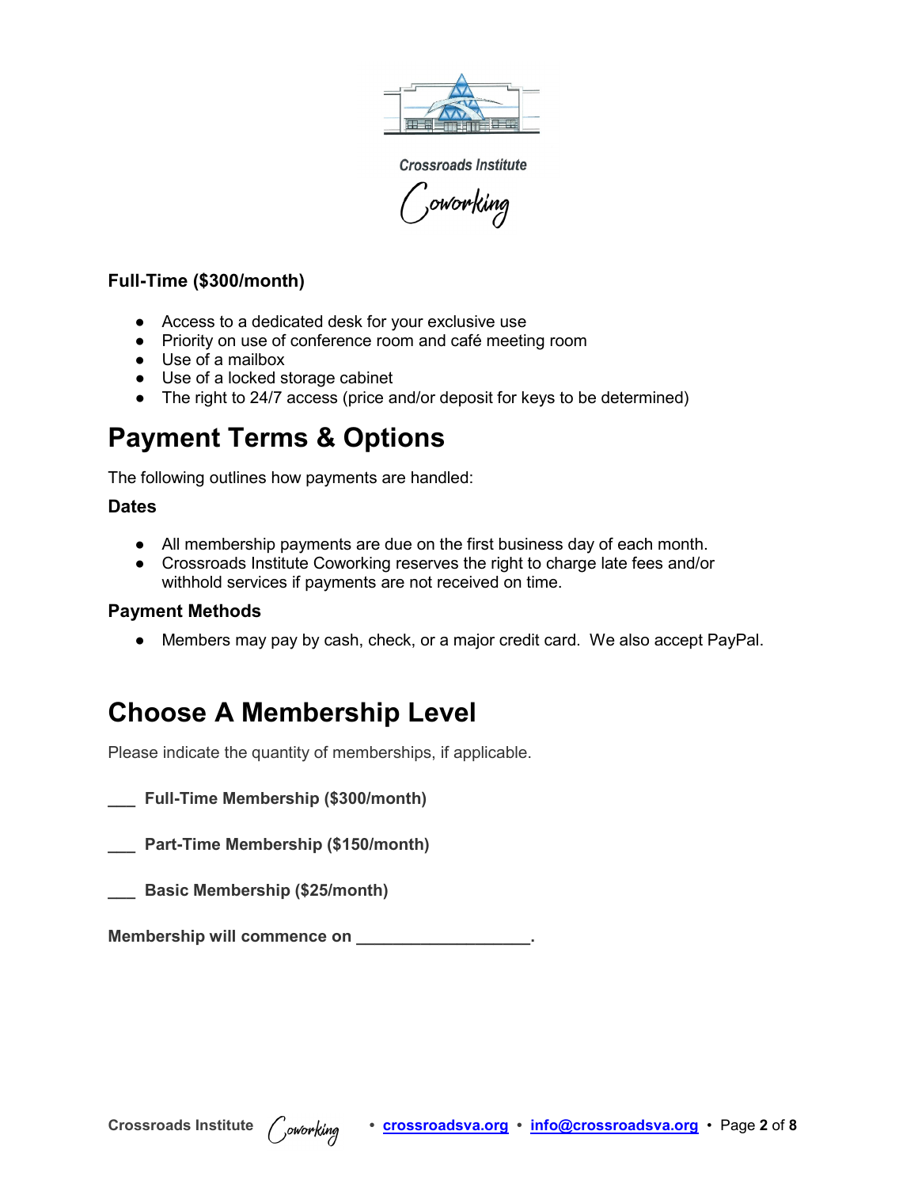### Full-Time ($300/month)

- Access to a dedicated desk for your exclusive use
- Priority on use of conference room and café meeting room
- Use of a mailbox
- Use of a locked storage cabinet
- The right to 24/7 access (price and/or deposit for keys to be determined)

## Payment Terms & Options

The following outlines how payments are handled:

### Dates

- All membership payments are due on the first business day of each month.
- Crossroads Institute Coworking reserves the right to charge late fees and/or withhold services if payments are not received on time.

### Payment Methods

- Members may pay by cash, check, or a major credit card. We also accept PayPal.

## Choose A Membership Level

Please indicate the quantity of memberships, if applicable.

**___ Full-Time Membership ($300/month)**

**___ Part-Time Membership ($150/month)**

**___ Basic Membership ($25/month)**

**Membership will commence on __________________.**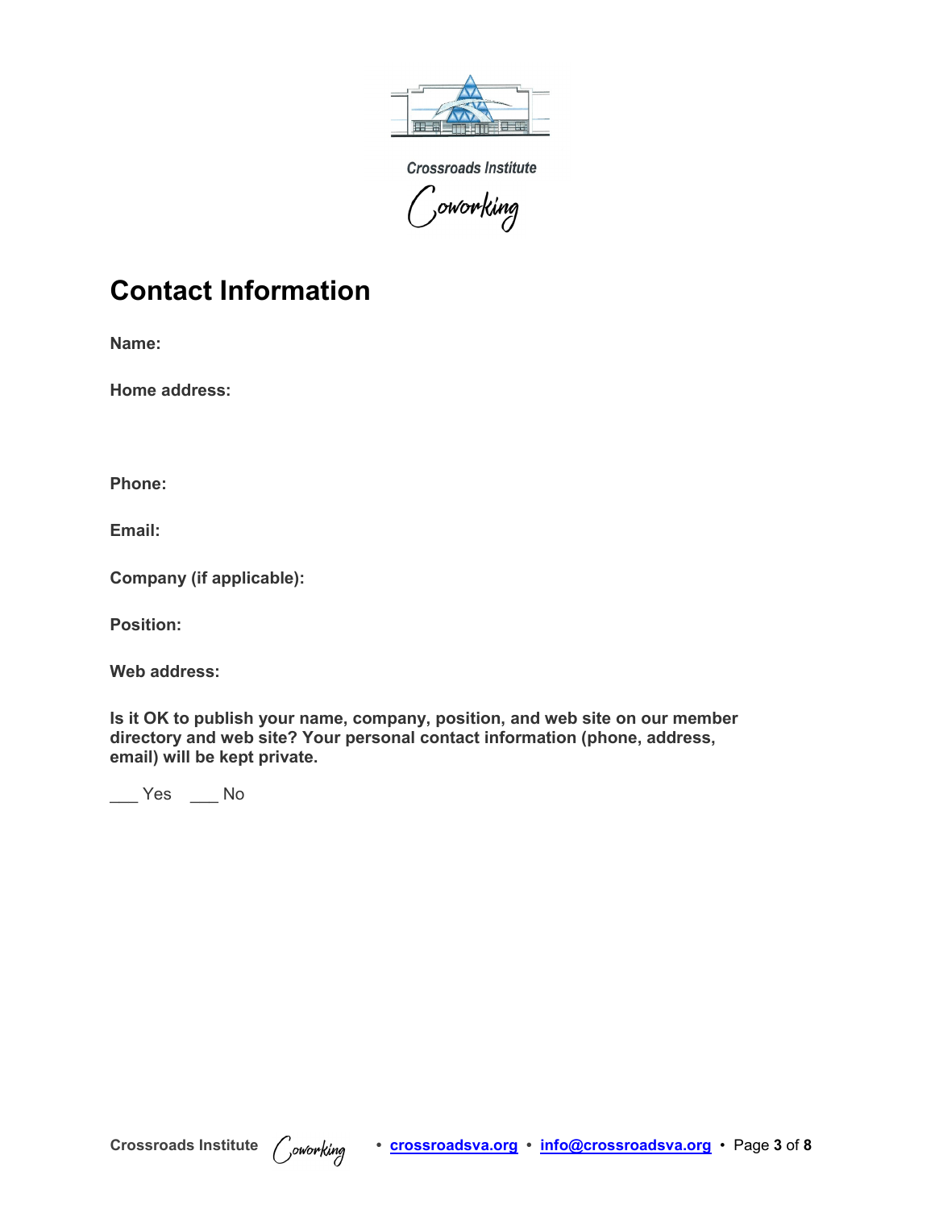Crossroads Institute

Coworking

# Contact Information

**Name:**

**Home address:**

**Phone:**

**Email:**

**Company (if applicable):**

**Position:**

**Web address:**

**Is it OK to publish your name, company, position, and web site on our member directory and web site? Your personal contact information (phone, address, email) will be kept private.**

___ Yes ___ No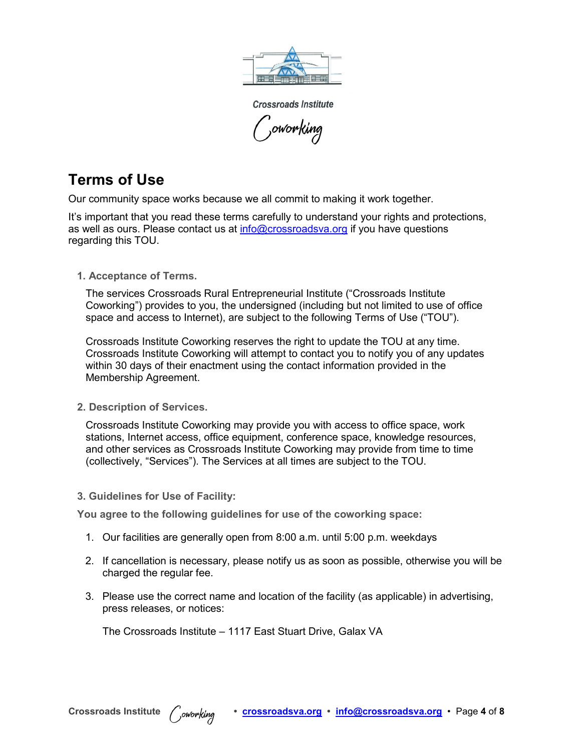Crossroads Institute

Coworking

## Terms of Use

Our community space works because we all commit to making it work together.

It's important that you read these terms carefully to understand your rights and protections, as well as ours. Please contact us at info@crossroadsva.org if you have questions regarding this TOU.

### 1. Acceptance of Terms.

The services Crossroads Rural Entrepreneurial Institute ("Crossroads Institute Coworking") provides to you, the undersigned (including but not limited to use of office space and access to Internet), are subject to the following Terms of Use ("TOU").

Crossroads Institute Coworking reserves the right to update the TOU at any time. Crossroads Institute Coworking will attempt to contact you to notify you of any updates within 30 days of their enactment using the contact information provided in the Membership Agreement.

### 2. Description of Services.

Crossroads Institute Coworking may provide you with access to office space, work stations, Internet access, office equipment, conference space, knowledge resources, and other services as Crossroads Institute Coworking may provide from time to time (collectively, "Services"). The Services at all times are subject to the TOU.

### 3. Guidelines for Use of Facility:

**You agree to the following guidelines for use of the coworking space:**

1. Our facilities are generally open from 8:00 a.m. until 5:00 p.m. weekdays
2. If cancellation is necessary, please notify us as soon as possible, otherwise you will be charged the regular fee.
3. Please use the correct name and location of the facility (as applicable) in advertising, press releases, or notices:

   The Crossroads Institute – 1117 East Stuart Drive, Galax VA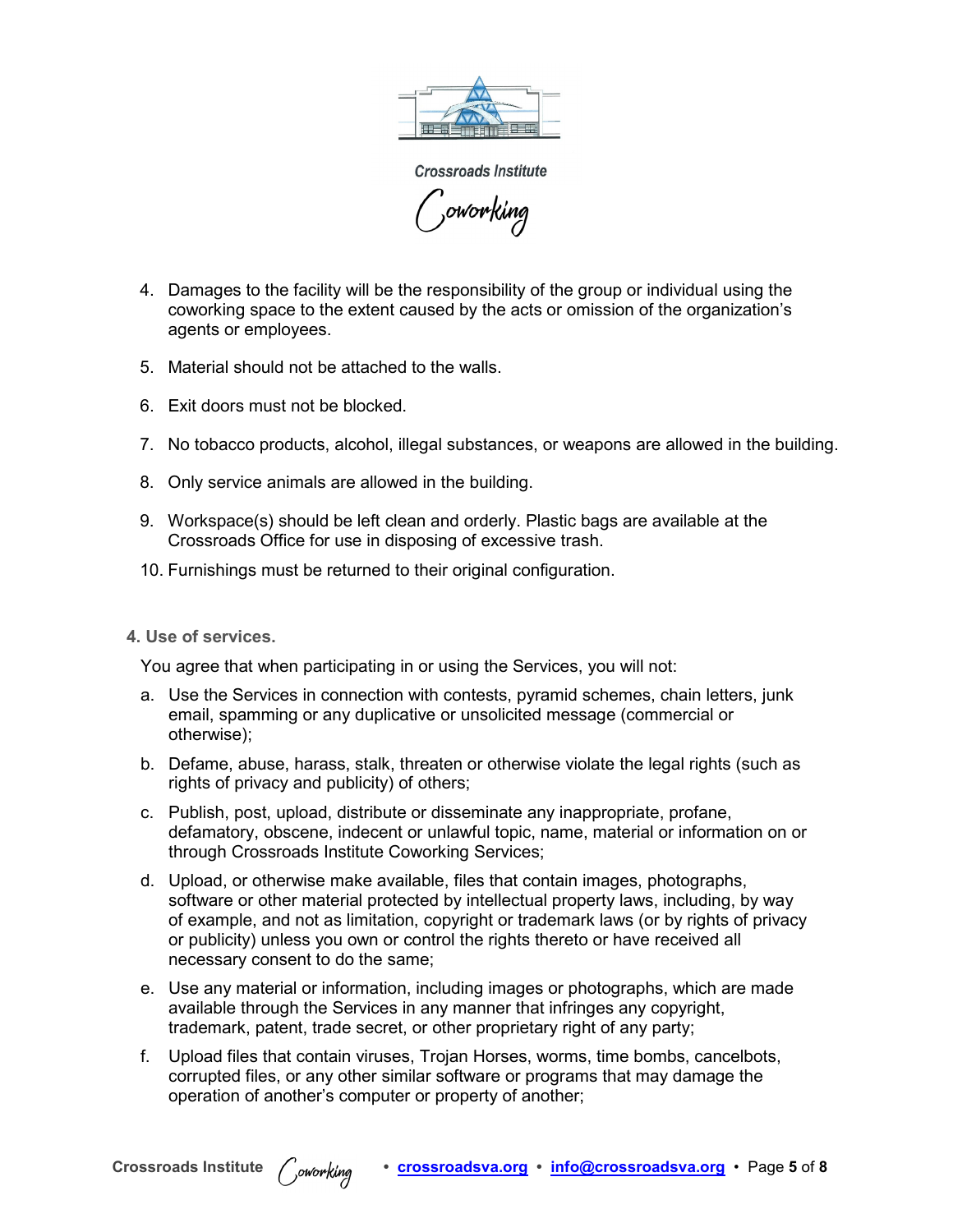4. Damages to the facility will be the responsibility of the group or individual using the coworking space to the extent caused by the acts or omission of the organization's agents or employees.

5. Material should not be attached to the walls.

6. Exit doors must not be blocked.

7. No tobacco products, alcohol, illegal substances, or weapons are allowed in the building.

8. Only service animals are allowed in the building.

9. Workspace(s) should be left clean and orderly. Plastic bags are available at the Crossroads Office for use in disposing of excessive trash.

10. Furnishings must be returned to their original configuration.

### 4. Use of services.

You agree that when participating in or using the Services, you will not:

a. Use the Services in connection with contests, pyramid schemes, chain letters, junk email, spamming or any duplicative or unsolicited message (commercial or otherwise);

b. Defame, abuse, harass, stalk, threaten or otherwise violate the legal rights (such as rights of privacy and publicity) of others;

c. Publish, post, upload, distribute or disseminate any inappropriate, profane, defamatory, obscene, indecent or unlawful topic, name, material or information on or through Crossroads Institute Coworking Services;

d. Upload, or otherwise make available, files that contain images, photographs, software or other material protected by intellectual property laws, including, by way of example, and not as limitation, copyright or trademark laws (or by rights of privacy or publicity) unless you own or control the rights thereto or have received all necessary consent to do the same;

e. Use any material or information, including images or photographs, which are made available through the Services in any manner that infringes any copyright, trademark, patent, trade secret, or other proprietary right of any party;

f. Upload files that contain viruses, Trojan Horses, worms, time bombs, cancelbots, corrupted files, or any other similar software or programs that may damage the operation of another's computer or property of another;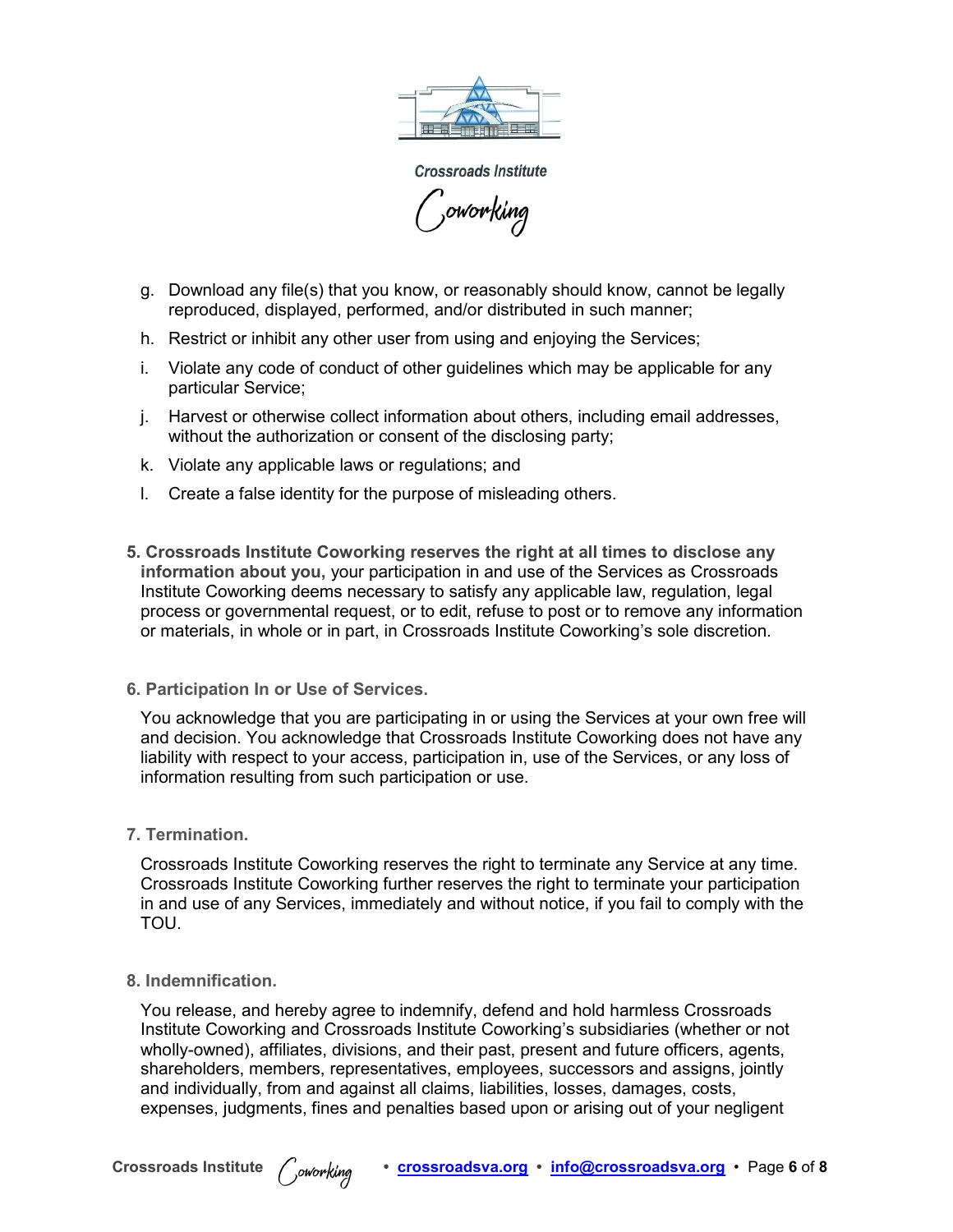g. Download any file(s) that you know, or reasonably should know, cannot be legally reproduced, displayed, performed, and/or distributed in such manner;

h. Restrict or inhibit any other user from using and enjoying the Services;

i. Violate any code of conduct of other guidelines which may be applicable for any particular Service;

j. Harvest or otherwise collect information about others, including email addresses, without the authorization or consent of the disclosing party;

k. Violate any applicable laws or regulations; and

l. Create a false identity for the purpose of misleading others.

5. **Crossroads Institute Coworking reserves the right at all times to disclose any information about you,** your participation in and use of the Services as Crossroads Institute Coworking deems necessary to satisfy any applicable law, regulation, legal process or governmental request, or to edit, refuse to post or to remove any information or materials, in whole or in part, in Crossroads Institute Coworking's sole discretion.

### 6. Participation In or Use of Services.

You acknowledge that you are participating in or using the Services at your own free will and decision. You acknowledge that Crossroads Institute Coworking does not have any liability with respect to your access, participation in, use of the Services, or any loss of information resulting from such participation or use.

### 7. Termination.

Crossroads Institute Coworking reserves the right to terminate any Service at any time. Crossroads Institute Coworking further reserves the right to terminate your participation in and use of any Services, immediately and without notice, if you fail to comply with the TOU.

### 8. Indemnification.

You release, and hereby agree to indemnify, defend and hold harmless Crossroads Institute Coworking and Crossroads Institute Coworking's subsidiaries (whether or not wholly-owned), affiliates, divisions, and their past, present and future officers, agents, shareholders, members, representatives, employees, successors and assigns, jointly and individually, from and against all claims, liabilities, losses, damages, costs, expenses, judgments, fines and penalties based upon or arising out of your negligent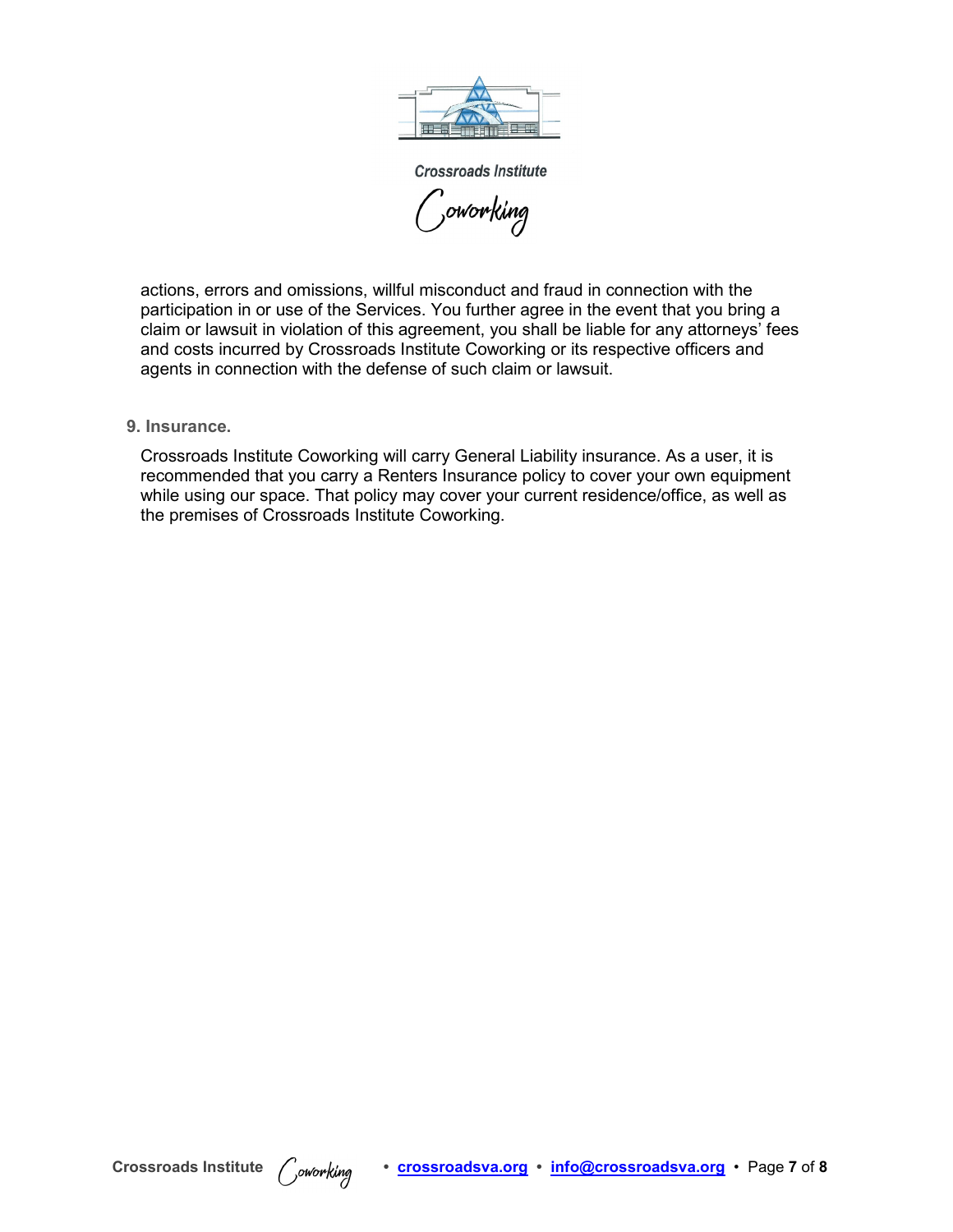actions, errors and omissions, willful misconduct and fraud in connection with the participation in or use of the Services. You further agree in the event that you bring a claim or lawsuit in violation of this agreement, you shall be liable for any attorneys' fees and costs incurred by Crossroads Institute Coworking or its respective officers and agents in connection with the defense of such claim or lawsuit.

**9. Insurance.**

Crossroads Institute Coworking will carry General Liability insurance. As a user, it is recommended that you carry a Renters Insurance policy to cover your own equipment while using our space. That policy may cover your current residence/office, as well as the premises of Crossroads Institute Coworking.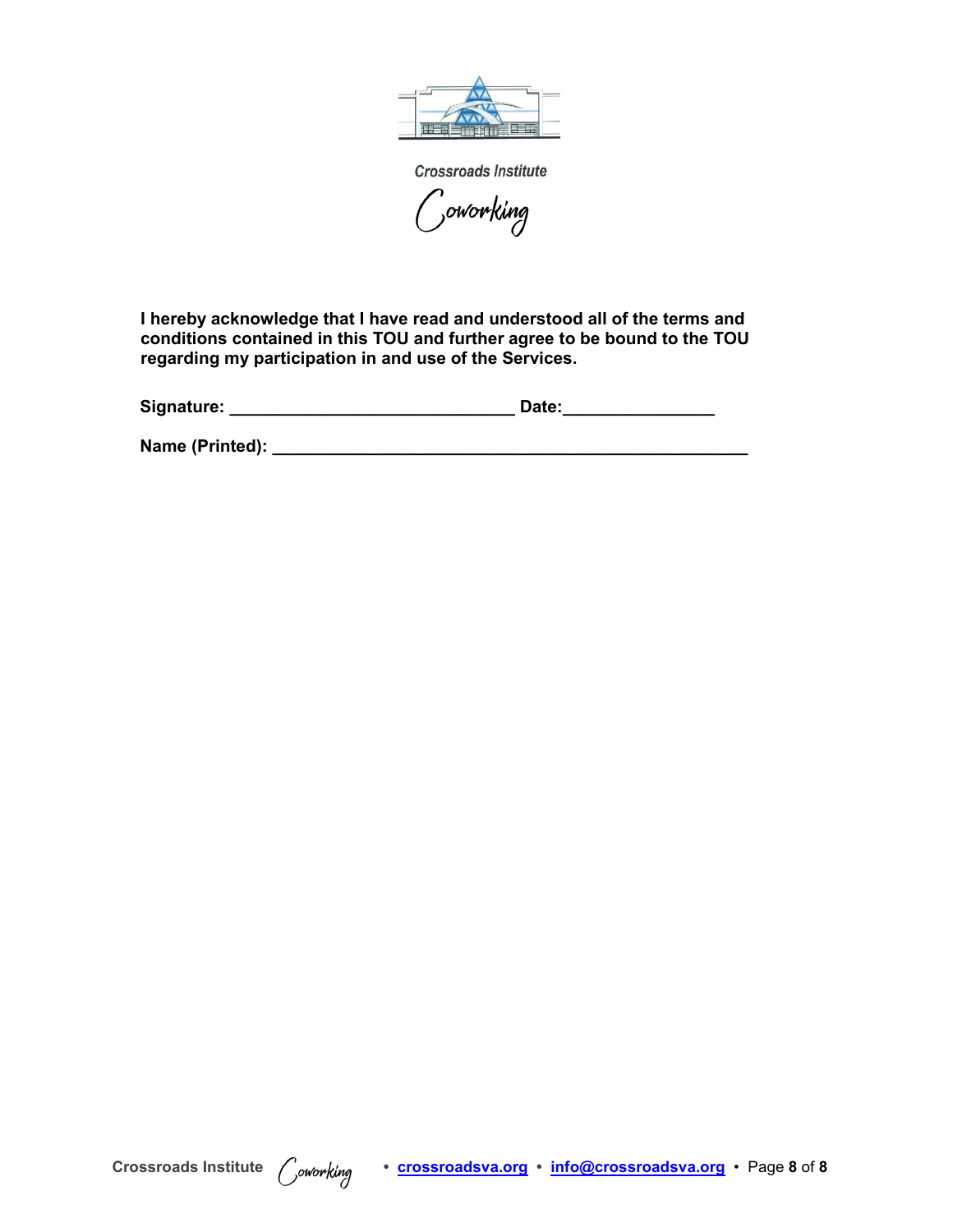Crossroads Institute

Coworking

**I hereby acknowledge that I have read and understood all of the terms and conditions contained in this TOU and further agree to be bound to the TOU regarding my participation in and use of the Services.**

**Signature: ______________________________ Date:________________**

**Name (Printed): __________________________________________________**